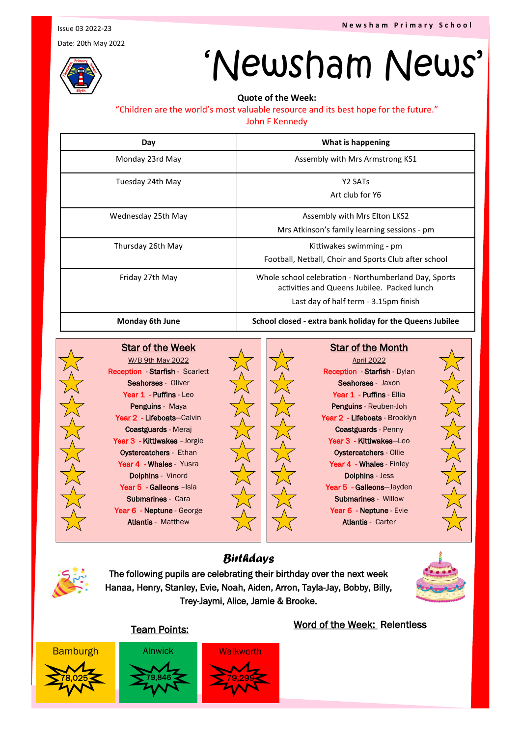Issue 03 2022-23

Date: 20th May 2022

Newsham Primary School

# 'Newsham News'

**Quote of the Week:**

"Children are the world's most valuable resource and its best hope for the future."
John F Kennedy

| Day | What is happening |
|---|---|
| Monday 23rd May | Assembly with Mrs Armstrong KS1 |
| Tuesday 24th May | Y2 SATs<br>Art club for Y6 |
| Wednesday 25th May | Assembly with Mrs Elton LKS2<br>Mrs Atkinson's family learning sessions - pm |
| Thursday 26th May | Kittiwakes swimming - pm<br>Football, Netball, Choir and Sports Club after school |
| Friday 27th May | Whole school celebration - Northumberland Day, Sports activities and Queens Jubilee. Packed lunch<br>Last day of half term - 3.15pm finish |
| **Monday 6th June** | **School closed - extra bank holiday for the Queens Jubilee** |

## Star of the Week

W/B 9th May 2022

Reception - **Starfish** - Scarlett
**Seahorses** - Oliver
Year 1 - **Puffins** - Leo
**Penguins** - Maya
Year 2 - **Lifeboats**—Calvin
**Coastguards** - Meraj
Year 3 - **Kittiwakes** –Jorgie
**Oystercatchers** - Ethan
Year 4 - **Whales** - Yusra
**Dolphins** - Vinord
Year 5 - **Galleons** –Isla
**Submarines** - Cara
Year 6 - **Neptune** - George
**Atlantis** - Matthew

## Star of the Month

April 2022

Reception - **Starfish** - Dylan
**Seahorses** - Jaxon
Year 1 - **Puffins** - Ellia
**Penguins** - Reuben-Joh
Year 2 - **Lifeboats** - Brooklyn
**Coastguards** - Penny
Year 3 - **Kittiwakes**—Leo
**Oystercatchers** - Ollie
Year 4 - **Whales** - Finley
**Dolphins** - Jess
Year 5 - **Galleons**—Jayden
**Submarines** - Willow
Year 6 - **Neptune** - Evie
**Atlantis** - Carter

## *Birthdays*

**The following pupils are celebrating their birthday over the next week Hanaa, Henry, Stanley, Evie, Noah, Aiden, Arron, Tayla-Jay, Bobby, Billy, Trey-Jaymi, Alice, Jamie & Brooke.**

## Team Points:

| Bamburgh | Alnwick | Walkworth |
|---|---|---|
| 78,025 | 79,846 | 79,299 |

## Word of the Week: Relentless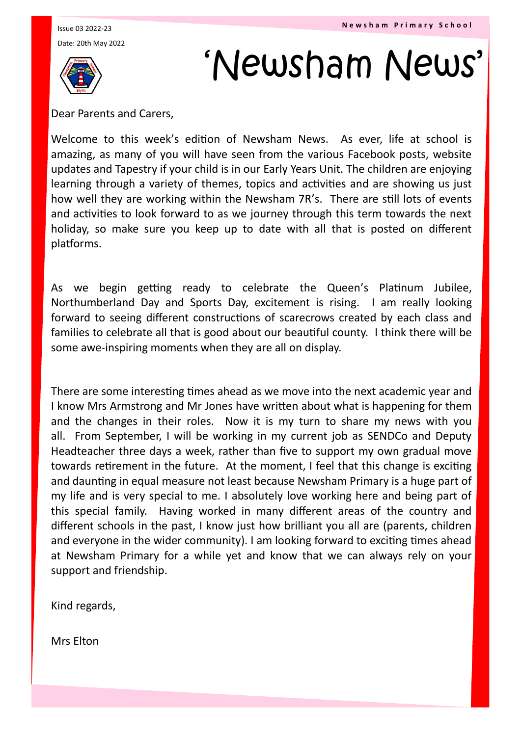Issue 03 2022-23

Date: 20th May 2022

Newsham Primary School

# 'Newsham News'

Dear Parents and Carers,

Welcome to this week's edition of Newsham News. As ever, life at school is amazing, as many of you will have seen from the various Facebook posts, website updates and Tapestry if your child is in our Early Years Unit. The children are enjoying learning through a variety of themes, topics and activities and are showing us just how well they are working within the Newsham 7R's. There are still lots of events and activities to look forward to as we journey through this term towards the next holiday, so make sure you keep up to date with all that is posted on different platforms.

As we begin getting ready to celebrate the Queen's Platinum Jubilee, Northumberland Day and Sports Day, excitement is rising. I am really looking forward to seeing different constructions of scarecrows created by each class and families to celebrate all that is good about our beautiful county. I think there will be some awe-inspiring moments when they are all on display.

There are some interesting times ahead as we move into the next academic year and I know Mrs Armstrong and Mr Jones have written about what is happening for them and the changes in their roles. Now it is my turn to share my news with you all. From September, I will be working in my current job as SENDCo and Deputy Headteacher three days a week, rather than five to support my own gradual move towards retirement in the future. At the moment, I feel that this change is exciting and daunting in equal measure not least because Newsham Primary is a huge part of my life and is very special to me. I absolutely love working here and being part of this special family. Having worked in many different areas of the country and different schools in the past, I know just how brilliant you all are (parents, children and everyone in the wider community). I am looking forward to exciting times ahead at Newsham Primary for a while yet and know that we can always rely on your support and friendship.

Kind regards,

Mrs Elton